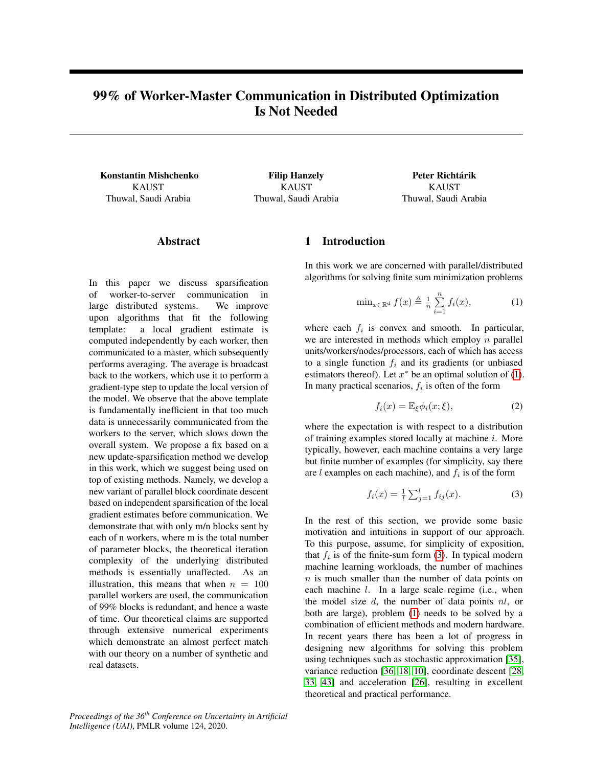# 99% of Worker-Master Communication in Distributed Optimization Is Not Needed

**Konstantin Mishchenko**
KAUST
Thuwal, Saudi Arabia

**Filip Hanzely**
KAUST
Thuwal, Saudi Arabia

**Peter Richtárik**
KAUST
Thuwal, Saudi Arabia

## Abstract

In this paper we discuss sparsification of worker-to-server communication in large distributed systems. We improve upon algorithms that fit the following template: a local gradient estimate is computed independently by each worker, then communicated to a master, which subsequently performs averaging. The average is broadcast back to the workers, which use it to perform a gradient-type step to update the local version of the model. We observe that the above template is fundamentally inefficient in that too much data is unnecessarily communicated from the workers to the server, which slows down the overall system. We propose a fix based on a new update-sparsification method we develop in this work, which we suggest being used on top of existing methods. Namely, we develop a new variant of parallel block coordinate descent based on independent sparsification of the local gradient estimates before communication. We demonstrate that with only m/n blocks sent by each of n workers, where m is the total number of parameter blocks, the theoretical iteration complexity of the underlying distributed methods is essentially unaffected. As an illustration, this means that when $n = 100$ parallel workers are used, the communication of 99% blocks is redundant, and hence a waste of time. Our theoretical claims are supported through extensive numerical experiments which demonstrate an almost perfect match with our theory on a number of synthetic and real datasets.

*Proceedings of the 36th Conference on Uncertainty in Artificial Intelligence (UAI)*, PMLR volume 124, 2020.

## 1 Introduction

In this work we are concerned with parallel/distributed algorithms for solving finite sum minimization problems

$$\min_{x\in\mathbb{R}^d} f(x) \triangleq \frac{1}{n}\sum_{i=1}^{n} f_i(x), \tag{1}$$

where each $f_i$ is convex and smooth. In particular, we are interested in methods which employ $n$ parallel units/workers/nodes/processors, each of which has access to a single function $f_i$ and its gradients (or unbiased estimators thereof). Let $x^*$ be an optimal solution of (1). In many practical scenarios, $f_i$ is often of the form

$$f_i(x) = \mathbb{E}_\xi \phi_i(x;\xi), \tag{2}$$

where the expectation is with respect to a distribution of training examples stored locally at machine $i$. More typically, however, each machine contains a very large but finite number of examples (for simplicity, say there are $l$ examples on each machine), and $f_i$ is of the form

$$f_i(x) = \frac{1}{l}\sum_{j=1}^{l} f_{ij}(x). \tag{3}$$

In the rest of this section, we provide some basic motivation and intuitions in support of our approach. To this purpose, assume, for simplicity of exposition, that $f_i$ is of the finite-sum form (3). In typical modern machine learning workloads, the number of machines $n$ is much smaller than the number of data points on each machine $l$. In a large scale regime (i.e., when the model size $d$, the number of data points $nl$, or both are large), problem (1) needs to be solved by a combination of efficient methods and modern hardware. In recent years there has been a lot of progress in designing new algorithms for solving this problem using techniques such as stochastic approximation [35], variance reduction [36, 18, 10], coordinate descent [28, 33, 43] and acceleration [26], resulting in excellent theoretical and practical performance.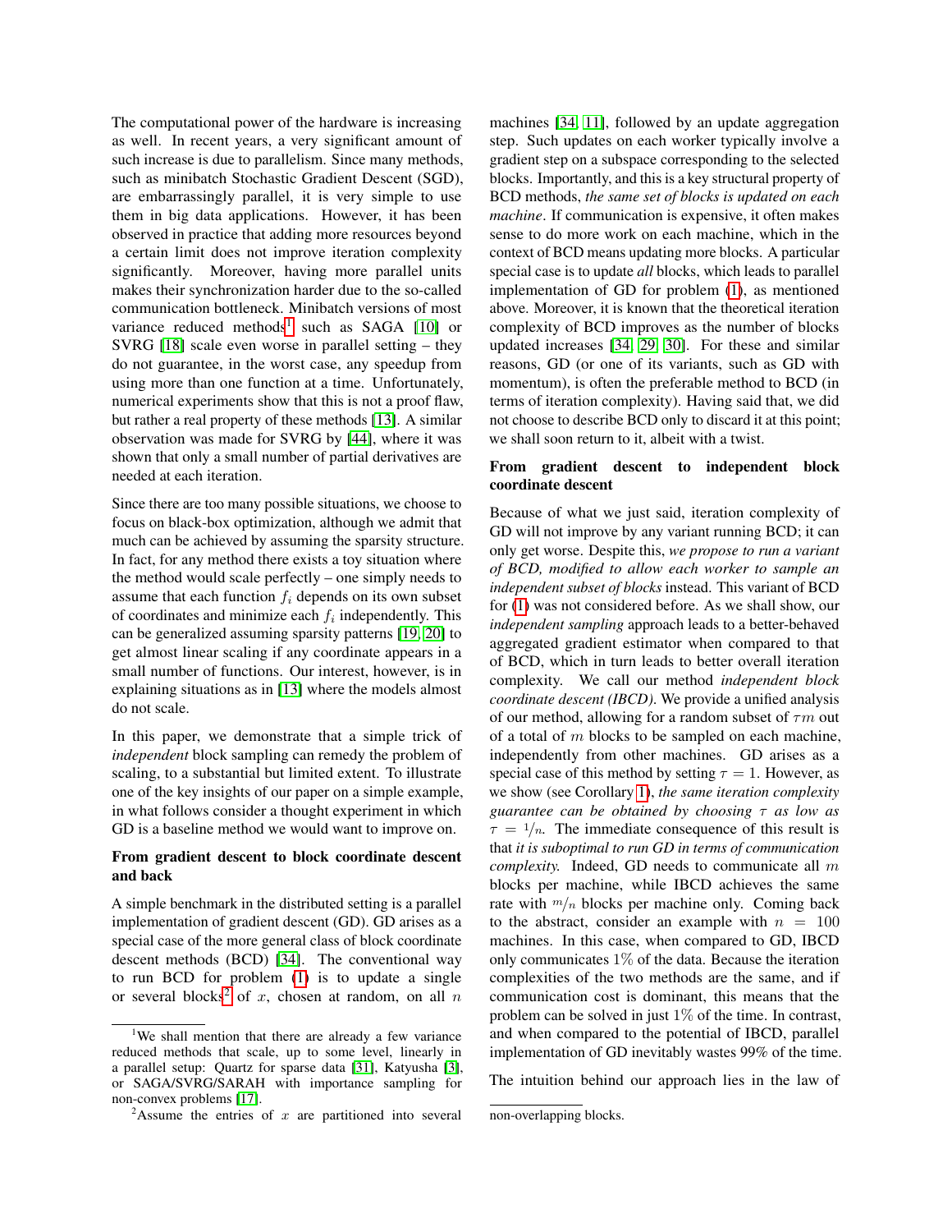The computational power of the hardware is increasing as well. In recent years, a very significant amount of such increase is due to parallelism. Since many methods, such as minibatch Stochastic Gradient Descent (SGD), are embarrassingly parallel, it is very simple to use them in big data applications. However, it has been observed in practice that adding more resources beyond a certain limit does not improve iteration complexity significantly. Moreover, having more parallel units makes their synchronization harder due to the so-called communication bottleneck. Minibatch versions of most variance reduced methods[1] such as SAGA [10] or SVRG [18] scale even worse in parallel setting – they do not guarantee, in the worst case, any speedup from using more than one function at a time. Unfortunately, numerical experiments show that this is not a proof flaw, but rather a real property of these methods [13]. A similar observation was made for SVRG by [44], where it was shown that only a small number of partial derivatives are needed at each iteration.

Since there are too many possible situations, we choose to focus on black-box optimization, although we admit that much can be achieved by assuming the sparsity structure. In fact, for any method there exists a toy situation where the method would scale perfectly – one simply needs to assume that each function $f_i$ depends on its own subset of coordinates and minimize each $f_i$ independently. This can be generalized assuming sparsity patterns [19, 20] to get almost linear scaling if any coordinate appears in a small number of functions. Our interest, however, is in explaining situations as in [13] where the models almost do not scale.

In this paper, we demonstrate that a simple trick of *independent* block sampling can remedy the problem of scaling, to a substantial but limited extent. To illustrate one of the key insights of our paper on a simple example, in what follows consider a thought experiment in which GD is a baseline method we would want to improve on.

**From gradient descent to block coordinate descent and back**

A simple benchmark in the distributed setting is a parallel implementation of gradient descent (GD). GD arises as a special case of the more general class of block coordinate descent methods (BCD) [34]. The conventional way to run BCD for problem (1) is to update a single or several blocks[2] of $x$, chosen at random, on all $n$ machines [34, 11], followed by an update aggregation step. Such updates on each worker typically involve a gradient step on a subspace corresponding to the selected blocks. Importantly, and this is a key structural property of BCD methods, *the same set of blocks is updated on each machine*. If communication is expensive, it often makes sense to do more work on each machine, which in the context of BCD means updating more blocks. A particular special case is to update *all* blocks, which leads to parallel implementation of GD for problem (1), as mentioned above. Moreover, it is known that the theoretical iteration complexity of BCD improves as the number of blocks updated increases [34, 29, 30]. For these and similar reasons, GD (or one of its variants, such as GD with momentum), is often the preferable method to BCD (in terms of iteration complexity). Having said that, we did not choose to describe BCD only to discard it at this point; we shall soon return to it, albeit with a twist.

**From gradient descent to independent block coordinate descent**

Because of what we just said, iteration complexity of GD will not improve by any variant running BCD; it can only get worse. Despite this, *we propose to run a variant of BCD, modified to allow each worker to sample an independent subset of blocks* instead. This variant of BCD for (1) was not considered before. As we shall show, our *independent sampling* approach leads to a better-behaved aggregated gradient estimator when compared to that of BCD, which in turn leads to better overall iteration complexity. We call our method *independent block coordinate descent (IBCD)*. We provide a unified analysis of our method, allowing for a random subset of $\tau m$ out of a total of $m$ blocks to be sampled on each machine, independently from other machines. GD arises as a special case of this method by setting $\tau = 1$. However, as we show (see Corollary 1), *the same iteration complexity guarantee can be obtained by choosing $\tau$ as low as $\tau = 1/n$*. The immediate consequence of this result is that *it is suboptimal to run GD in terms of communication complexity*. Indeed, GD needs to communicate all $m$ blocks per machine, while IBCD achieves the same rate with $m/n$ blocks per machine only. Coming back to the abstract, consider an example with $n = 100$ machines. In this case, when compared to GD, IBCD only communicates $1\%$ of the data. Because the iteration complexities of the two methods are the same, and if communication cost is dominant, this means that the problem can be solved in just $1\%$ of the time. In contrast, and when compared to the potential of IBCD, parallel implementation of GD inevitably wastes 99% of the time.

The intuition behind our approach lies in the law of

[1] We shall mention that there are already a few variance reduced methods that scale, up to some level, linearly in a parallel setup: Quartz for sparse data [31], Katyusha [3], or SAGA/SVRG/SARAH with importance sampling for non-convex problems [17].

[2] Assume the entries of $x$ are partitioned into several non-overlapping blocks.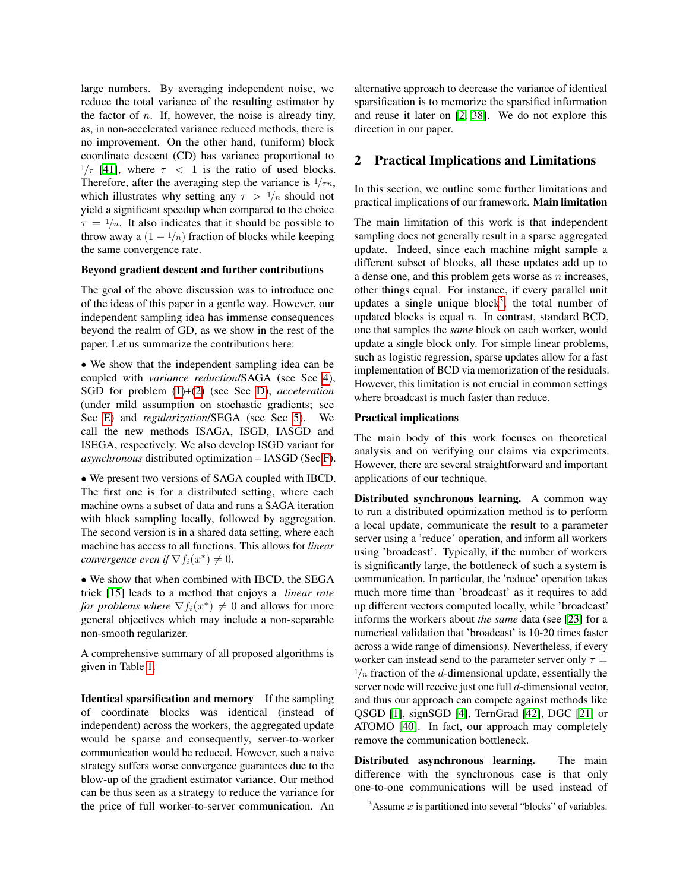large numbers. By averaging independent noise, we reduce the total variance of the resulting estimator by the factor of $n$. If, however, the noise is already tiny, as, in non-accelerated variance reduced methods, there is no improvement. On the other hand, (uniform) block coordinate descent (CD) has variance proportional to $1/\tau$ [41], where $\tau < 1$ is the ratio of used blocks. Therefore, after the averaging step the variance is $1/\tau n$, which illustrates why setting any $\tau > 1/n$ should not yield a significant speedup when compared to the choice $\tau = 1/n$. It also indicates that it should be possible to throw away a $(1 - 1/n)$ fraction of blocks while keeping the same convergence rate.

**Beyond gradient descent and further contributions**

The goal of the above discussion was to introduce one of the ideas of this paper in a gentle way. However, our independent sampling idea has immense consequences beyond the realm of GD, as we show in the rest of the paper. Let us summarize the contributions here:

- We show that the independent sampling idea can be coupled with *variance reduction*/SAGA (see Sec 4), SGD for problem (1)+(2) (see Sec D), *acceleration* (under mild assumption on stochastic gradients; see Sec E) and *regularization*/SEGA (see Sec 5). We call the new methods ISAGA, ISGD, IASGD and ISEGA, respectively. We also develop ISGD variant for *asynchronous* distributed optimization – IASGD (Sec F).

- We present two versions of SAGA coupled with IBCD. The first one is for a distributed setting, where each machine owns a subset of data and runs a SAGA iteration with block sampling locally, followed by aggregation. The second version is in a shared data setting, where each machine has access to all functions. This allows for *linear convergence even if* $\nabla f_i(x^*) \neq 0$.

- We show that when combined with IBCD, the SEGA trick [15] leads to a method that enjoys a *linear rate for problems where* $\nabla f_i(x^*) \neq 0$ and allows for more general objectives which may include a non-separable non-smooth regularizer.

A comprehensive summary of all proposed algorithms is given in Table 1.

**Identical sparsification and memory** If the sampling of coordinate blocks was identical (instead of independent) across the workers, the aggregated update would be sparse and consequently, server-to-worker communication would be reduced. However, such a naive strategy suffers worse convergence guarantees due to the blow-up of the gradient estimator variance. Our method can be thus seen as a strategy to reduce the variance for the price of full worker-to-server communication. An alternative approach to decrease the variance of identical sparsification is to memorize the sparsified information and reuse it later on [2, 38]. We do not explore this direction in our paper.

## 2 Practical Implications and Limitations

In this section, we outline some further limitations and practical implications of our framework. **Main limitation**

The main limitation of this work is that independent sampling does not generally result in a sparse aggregated update. Indeed, since each machine might sample a different subset of blocks, all these updates add up to a dense one, and this problem gets worse as $n$ increases, other things equal. For instance, if every parallel unit updates a single unique block[3], the total number of updated blocks is equal $n$. In contrast, standard BCD, one that samples the *same* block on each worker, would update a single block only. For simple linear problems, such as logistic regression, sparse updates allow for a fast implementation of BCD via memorization of the residuals. However, this limitation is not crucial in common settings where broadcast is much faster than reduce.

**Practical implications**

The main body of this work focuses on theoretical analysis and on verifying our claims via experiments. However, there are several straightforward and important applications of our technique.

**Distributed synchronous learning.** A common way to run a distributed optimization method is to perform a local update, communicate the result to a parameter server using a 'reduce' operation, and inform all workers using 'broadcast'. Typically, if the number of workers is significantly large, the bottleneck of such a system is communication. In particular, the 'reduce' operation takes much more time than 'broadcast' as it requires to add up different vectors computed locally, while 'broadcast' informs the workers about *the same* data (see [23] for a numerical validation that 'broadcast' is 10-20 times faster across a wide range of dimensions). Nevertheless, if every worker can instead send to the parameter server only $\tau = 1/n$ fraction of the $d$-dimensional update, essentially the server node will receive just one full $d$-dimensional vector, and thus our approach can compete against methods like QSGD [1], signSGD [4], TernGrad [42], DGC [21] or ATOMO [40]. In fact, our approach may completely remove the communication bottleneck.

**Distributed asynchronous learning.** The main difference with the synchronous case is that only one-to-one communications will be used instead of

[3] Assume $x$ is partitioned into several "blocks" of variables.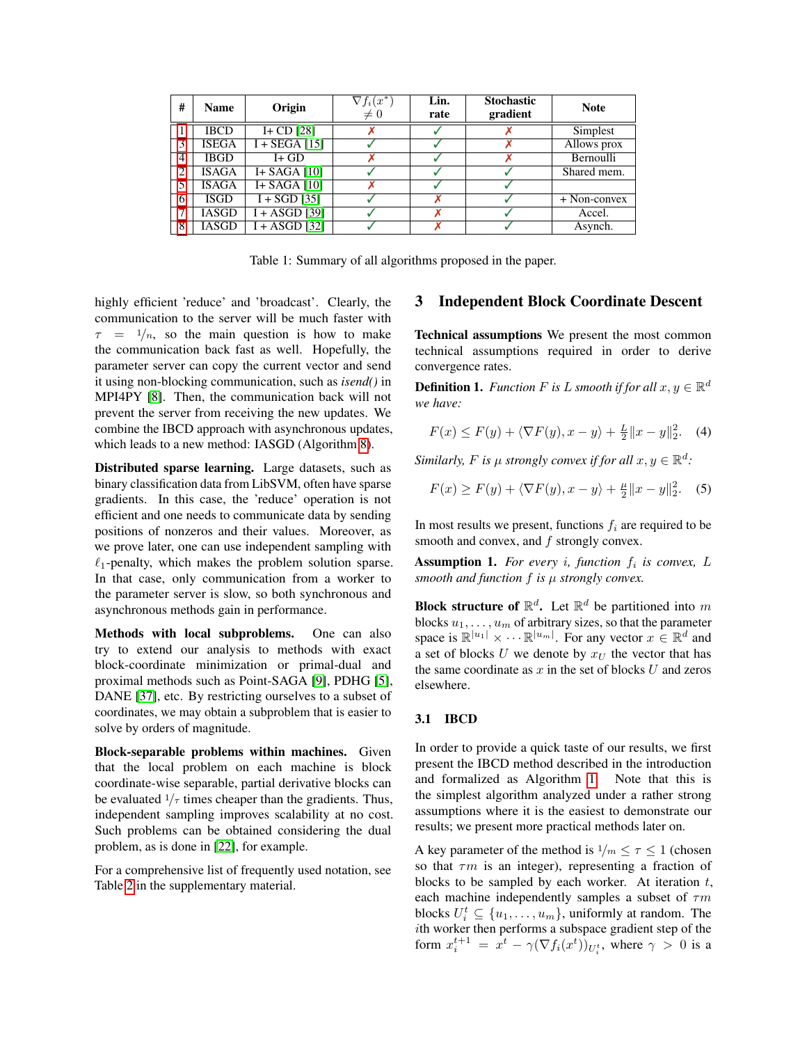| # | Name | Origin | $\nabla f_i(x^*) \neq 0$ | Lin. rate | Stochastic gradient | Note |
|---|---|---|---|---|---|---|
| 1 | IBCD | I+ CD [28] | ✗ | ✓ | ✗ | Simplest |
| 3 | ISEGA | I + SEGA [15] | ✓ | ✓ | ✗ | Allows prox |
| 4 | IBGD | I+ GD | ✗ | ✓ | ✗ | Bernoulli |
| 2 | ISAGA | I+ SAGA [10] | ✓ | ✓ | ✓ | Shared mem. |
| 5 | ISAGA | I+ SAGA [10] | ✗ | ✓ | ✓ | |
| 6 | ISGD | I + SGD [35] | ✓ | ✗ | ✓ | + Non-convex |
| 7 | IASGD | I + ASGD [39] | ✓ | ✗ | ✓ | Accel. |
| 8 | IASGD | I + ASGD [32] | ✓ | ✗ | ✓ | Asynch. |

Table 1: Summary of all algorithms proposed in the paper.

highly efficient 'reduce' and 'broadcast'. Clearly, the communication to the server will be much faster with $\tau = 1/n$, so the main question is how to make the communication back fast as well. Hopefully, the parameter server can copy the current vector and send it using non-blocking communication, such as *isend()* in MPI4PY [8]. Then, the communication back will not prevent the server from receiving the new updates. We combine the IBCD approach with asynchronous updates, which leads to a new method: IASGD (Algorithm 8).

**Distributed sparse learning.** Large datasets, such as binary classification data from LibSVM, often have sparse gradients. In this case, the 'reduce' operation is not efficient and one needs to communicate data by sending positions of nonzeros and their values. Moreover, as we prove later, one can use independent sampling with $\ell_1$-penalty, which makes the problem solution sparse. In that case, only communication from a worker to the parameter server is slow, so both synchronous and asynchronous methods gain in performance.

**Methods with local subproblems.** One can also try to extend our analysis to methods with exact block-coordinate minimization or primal-dual and proximal methods such as Point-SAGA [9], PDHG [5], DANE [37], etc. By restricting ourselves to a subset of coordinates, we may obtain a subproblem that is easier to solve by orders of magnitude.

**Block-separable problems within machines.** Given that the local problem on each machine is block coordinate-wise separable, partial derivative blocks can be evaluated $1/\tau$ times cheaper than the gradients. Thus, independent sampling improves scalability at no cost. Such problems can be obtained considering the dual problem, as is done in [22], for example.

For a comprehensive list of frequently used notation, see Table 2 in the supplementary material.

# 3 Independent Block Coordinate Descent

**Technical assumptions** We present the most common technical assumptions required in order to derive convergence rates.

**Definition 1.** *Function $F$ is $L$ smooth if for all $x, y \in \mathbb{R}^d$ we have:*

$$F(x) \leq F(y) + \langle \nabla F(y), x - y \rangle + \tfrac{L}{2}\|x - y\|_2^2. \quad (4)$$

*Similarly, $F$ is $\mu$ strongly convex if for all $x, y \in \mathbb{R}^d$:*

$$F(x) \geq F(y) + \langle \nabla F(y), x - y \rangle + \tfrac{\mu}{2}\|x - y\|_2^2. \quad (5)$$

In most results we present, functions $f_i$ are required to be smooth and convex, and $f$ strongly convex.

**Assumption 1.** *For every $i$, function $f_i$ is convex, $L$ smooth and function $f$ is $\mu$ strongly convex.*

**Block structure of $\mathbb{R}^d$.** Let $\mathbb{R}^d$ be partitioned into $m$ blocks $u_1, \dots, u_m$ of arbitrary sizes, so that the parameter space is $\mathbb{R}^{|u_1|} \times \cdots \mathbb{R}^{|u_m|}$. For any vector $x \in \mathbb{R}^d$ and a set of blocks $U$ we denote by $x_U$ the vector that has the same coordinate as $x$ in the set of blocks $U$ and zeros elsewhere.

## 3.1 IBCD

In order to provide a quick taste of our results, we first present the IBCD method described in the introduction and formalized as Algorithm 1. Note that this is the simplest algorithm analyzed under a rather strong assumptions where it is the easiest to demonstrate our results; we present more practical methods later on.

A key parameter of the method is $1/m \leq \tau \leq 1$ (chosen so that $\tau m$ is an integer), representing a fraction of blocks to be sampled by each worker. At iteration $t$, each machine independently samples a subset of $\tau m$ blocks $U_i^t \subseteq \{u_1, \dots, u_m\}$, uniformly at random. The $i$th worker then performs a subspace gradient step of the form $x_i^{t+1} = x^t - \gamma(\nabla f_i(x^t))_{U_i^t}$, where $\gamma > 0$ is a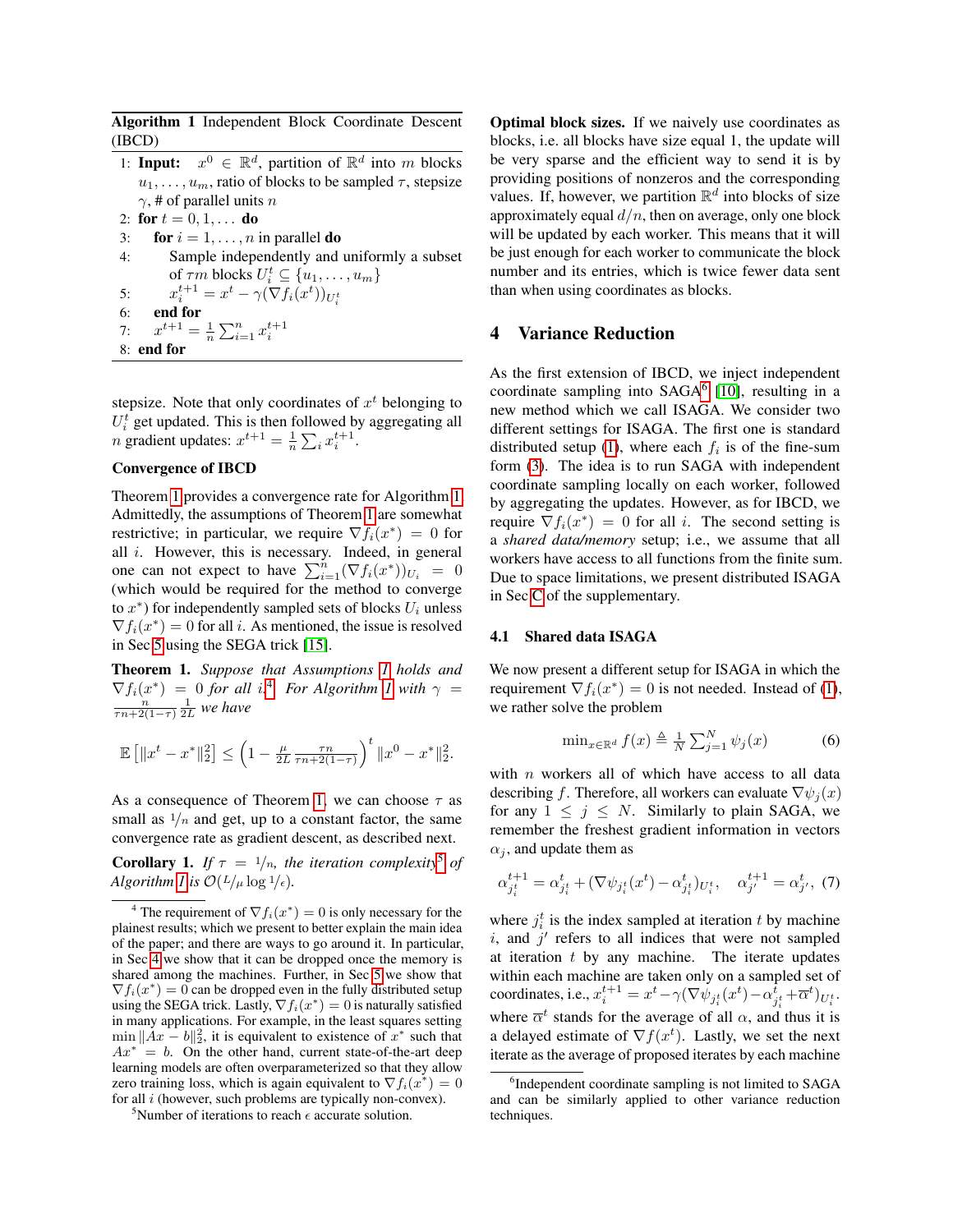**Algorithm 1** Independent Block Coordinate Descent (IBCD)

1: **Input:** $x^0 \in \mathbb{R}^d$, partition of $\mathbb{R}^d$ into $m$ blocks $u_1, \dots, u_m$, ratio of blocks to be sampled $\tau$, stepsize $\gamma$, # of parallel units $n$
2: **for** $t = 0, 1, \dots$ **do**
3: &nbsp;&nbsp;&nbsp;&nbsp;**for** $i = 1, \dots, n$ in parallel **do**
4: &nbsp;&nbsp;&nbsp;&nbsp;&nbsp;&nbsp;&nbsp;&nbsp;Sample independently and uniformly a subset of $\tau m$ blocks $U_i^t \subseteq \{u_1, \dots, u_m\}$
5: &nbsp;&nbsp;&nbsp;&nbsp;&nbsp;&nbsp;&nbsp;&nbsp;$x_i^{t+1} = x^t - \gamma(\nabla f_i(x^t))_{U_i^t}$
6: &nbsp;&nbsp;&nbsp;&nbsp;**end for**
7: &nbsp;&nbsp;&nbsp;&nbsp;$x^{t+1} = \frac{1}{n}\sum_{i=1}^n x_i^{t+1}$
8: **end for**

stepsize. Note that only coordinates of $x^t$ belonging to $U_i^t$ get updated. This is then followed by aggregating all $n$ gradient updates: $x^{t+1} = \frac{1}{n}\sum_i x_i^{t+1}$.

**Convergence of IBCD**

Theorem 1 provides a convergence rate for Algorithm 1. Admittedly, the assumptions of Theorem 1 are somewhat restrictive; in particular, we require $\nabla f_i(x^*) = 0$ for all $i$. However, this is necessary. Indeed, in general one can not expect to have $\sum_{i=1}^n (\nabla f_i(x^*))_{U_i} = 0$ (which would be required for the method to converge to $x^*$) for independently sampled sets of blocks $U_i$ unless $\nabla f_i(x^*) = 0$ for all $i$. As mentioned, the issue is resolved in Sec 5 using the SEGA trick [15].

**Theorem 1.** *Suppose that Assumptions 1 holds and $\nabla f_i(x^*) = 0$ for all $i$.*[4] *For Algorithm 1 with $\gamma = \frac{n}{\tau n + 2(1-\tau)}\frac{1}{2L}$ we have*

$$\mathbb{E}\left[\|x^t - x^*\|_2^2\right] \leq \left(1 - \frac{\mu}{2L}\frac{\tau n}{\tau n + 2(1-\tau)}\right)^t \|x^0 - x^*\|_2^2.$$

As a consequence of Theorem 1, we can choose $\tau$ as small as $1/n$ and get, up to a constant factor, the same convergence rate as gradient descent, as described next.

**Corollary 1.** *If $\tau = 1/n$, the iteration complexity*[5] *of Algorithm 1 is $\mathcal{O}(L/\mu \log 1/\epsilon)$.*

**Optimal block sizes.** If we naively use coordinates as blocks, i.e. all blocks have size equal 1, the update will be very sparse and the efficient way to send it is by providing positions of nonzeros and the corresponding values. If, however, we partition $\mathbb{R}^d$ into blocks of size approximately equal $d/n$, then on average, only one block will be updated by each worker. This means that it will be just enough for each worker to communicate the block number and its entries, which is twice fewer data sent than when using coordinates as blocks.

## 4 Variance Reduction

As the first extension of IBCD, we inject independent coordinate sampling into SAGA[6] [10], resulting in a new method which we call ISAGA. We consider two different settings for ISAGA. The first one is standard distributed setup (1), where each $f_i$ is of the fine-sum form (3). The idea is to run SAGA with independent coordinate sampling locally on each worker, followed by aggregating the updates. However, as for IBCD, we require $\nabla f_i(x^*) = 0$ for all $i$. The second setting is a *shared data/memory* setup; i.e., we assume that all workers have access to all functions from the finite sum. Due to space limitations, we present distributed ISAGA in Sec C of the supplementary.

### 4.1 Shared data ISAGA

We now present a different setup for ISAGA in which the requirement $\nabla f_i(x^*) = 0$ is not needed. Instead of (1), we rather solve the problem

$$\min_{x \in \mathbb{R}^d} f(x) \triangleq \frac{1}{N}\sum_{j=1}^N \psi_j(x) \tag{6}$$

with $n$ workers all of which have access to all data describing $f$. Therefore, all workers can evaluate $\nabla \psi_j(x)$ for any $1 \leq j \leq N$. Similarly to plain SAGA, we remember the freshest gradient information in vectors $\alpha_j$, and update them as

$$\alpha_{j_i^t}^{t+1} = \alpha_{j_i^t}^t + (\nabla \psi_{j_i^t}(x^t) - \alpha_{j_i^t}^t)_{U_i^t}, \quad \alpha_{j'}^{t+1} = \alpha_{j'}^t, \tag{7}$$

where $j_i^t$ is the index sampled at iteration $t$ by machine $i$, and $j'$ refers to all indices that were not sampled at iteration $t$ by any machine. The iterate updates within each machine are taken only on a sampled set of coordinates, i.e., $x_i^{t+1} = x^t - \gamma(\nabla \psi_{j_i^t}(x^t) - \alpha_{j_i^t}^t + \overline{\alpha}^t)_{U_i^t}$. where $\overline{\alpha}^t$ stands for the average of all $\alpha$, and thus it is a delayed estimate of $\nabla f(x^t)$. Lastly, we set the next iterate as the average of proposed iterates by each machine

---

[4] The requirement of $\nabla f_i(x^*) = 0$ is only necessary for the plainest results; which we present to better explain the main idea of the paper; and there are ways to go around it. In particular, in Sec 4 we show that it can be dropped once the memory is shared among the machines. Further, in Sec 5 we show that $\nabla f_i(x^*) = 0$ can be dropped even in the fully distributed setup using the SEGA trick. Lastly, $\nabla f_i(x^*) = 0$ is naturally satisfied in many applications. For example, in the least squares setting $\min \|Ax - b\|_2^2$, it is equivalent to existence of $x^*$ such that $Ax^* = b$. On the other hand, current state-of-the-art deep learning models are often overparameterized so that they allow zero training loss, which is again equivalent to $\nabla f_i(x^*) = 0$ for all $i$ (however, such problems are typically non-convex).

[5] Number of iterations to reach $\epsilon$ accurate solution.

[6] Independent coordinate sampling is not limited to SAGA and can be similarly applied to other variance reduction techniques.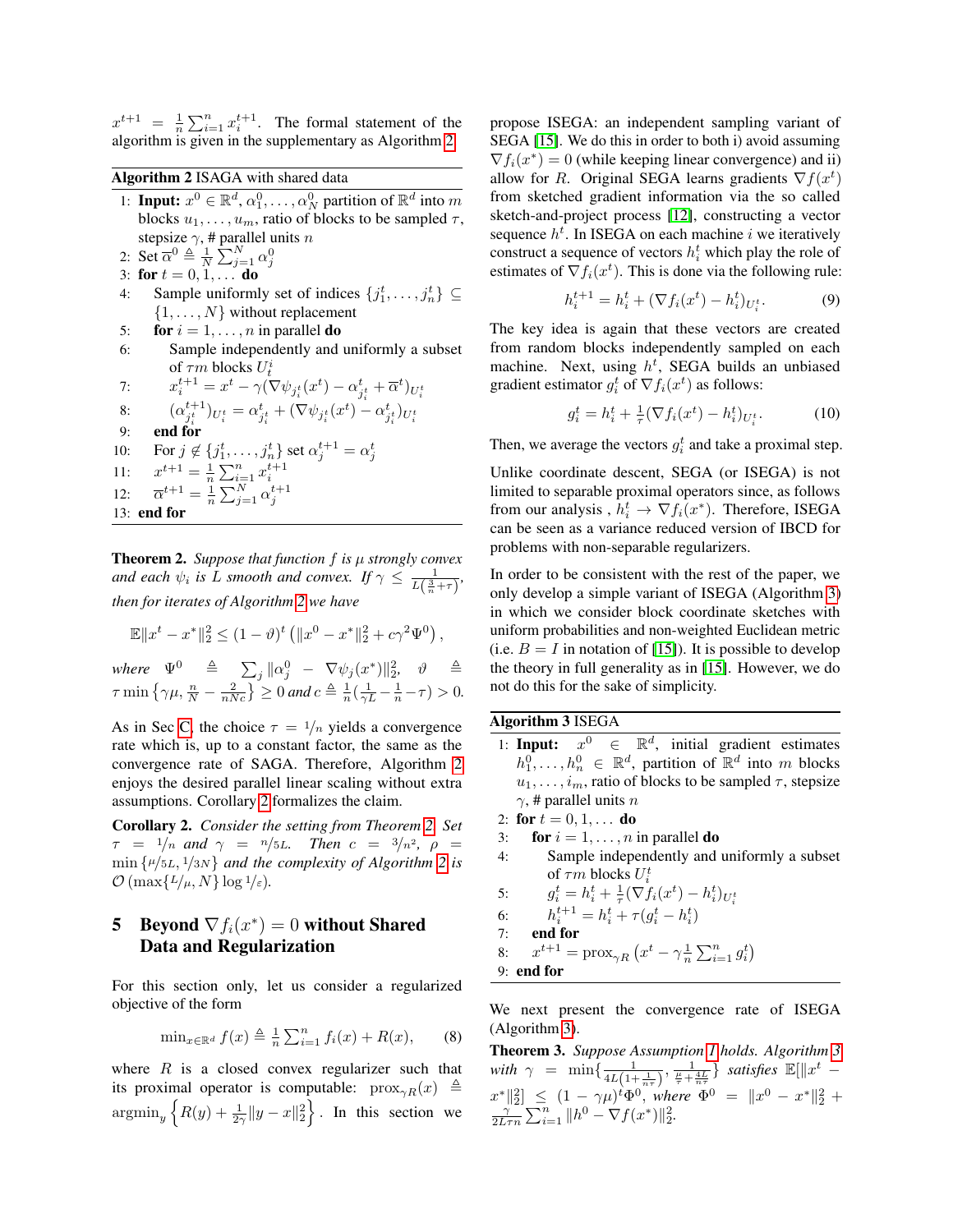$x^{t+1} = \frac{1}{n}\sum_{i=1}^n x_i^{t+1}$. The formal statement of the algorithm is given in the supplementary as Algorithm 2.

**Algorithm 2** ISAGA with shared data

1: **Input:** $x^0 \in \mathbb{R}^d$, $\alpha_1^0, \dots, \alpha_N^0$ partition of $\mathbb{R}^d$ into $m$ blocks $u_1, \dots, u_m$, ratio of blocks to be sampled $\tau$, stepsize $\gamma$, # parallel units $n$
2: Set $\overline{\alpha}^0 \triangleq \frac{1}{N}\sum_{j=1}^N \alpha_j^0$
3: **for** $t = 0, 1, \dots$ **do**
4: Sample uniformly set of indices $\{j_1^t, \dots, j_n^t\} \subseteq \{1, \dots, N\}$ without replacement
5: **for** $i = 1, \dots, n$ in parallel **do**
6: Sample independently and uniformly a subset of $\tau m$ blocks $U_t^i$
7: $x_i^{t+1} = x^t - \gamma(\nabla\psi_{j_i^t}(x^t) - \alpha_{j_i^t}^t + \overline{\alpha}^t)_{U_t^i}$
8: $(\alpha_{j_i^t}^{t+1})_{U_t^i} = \alpha_{j_i^t}^t + (\nabla\psi_{j_i^t}(x^t) - \alpha_{j_i^t}^t)_{U_t^i}$
9: **end for**
10: For $j \notin \{j_1^t, \dots, j_n^t\}$ set $\alpha_j^{t+1} = \alpha_j^t$
11: $x^{t+1} = \frac{1}{n}\sum_{i=1}^n x_i^{t+1}$
12: $\overline{\alpha}^{t+1} = \frac{1}{n}\sum_{j=1}^N \alpha_j^{t+1}$
13: **end for**

**Theorem 2.** *Suppose that function $f$ is $\mu$ strongly convex and each $\psi_i$ is $L$ smooth and convex. If $\gamma \leq \frac{1}{L(\frac{3}{n}+\tau)}$, then for iterates of Algorithm 2 we have*

$$\mathbb{E}\|x^t - x^*\|_2^2 \leq (1-\vartheta)^t \left(\|x^0 - x^*\|_2^2 + c\gamma^2\Psi^0\right),$$

*where $\Psi^0 \triangleq \sum_j \|\alpha_j^0 - \nabla\psi_j(x^*)\|_2^2$, $\vartheta \triangleq \tau \min\left\{\gamma\mu, \frac{n}{N} - \frac{2}{nNc}\right\} \geq 0$ and $c \triangleq \frac{1}{n}\left(\frac{1}{\gamma L} - \frac{1}{n} - \tau\right) > 0$.*

As in Sec C, the choice $\tau = 1/n$ yields a convergence rate which is, up to a constant factor, the same as the convergence rate of SAGA. Therefore, Algorithm 2 enjoys the desired parallel linear scaling without extra assumptions. Corollary 2 formalizes the claim.

**Corollary 2.** *Consider the setting from Theorem 2. Set $\tau = 1/n$ and $\gamma = n/5L$. Then $c = 3/n^2$, $\rho = \min\{\mu/5L, 1/3N\}$ and the complexity of Algorithm 2 is $\mathcal{O}(\max\{L/\mu, N\}\log 1/\varepsilon)$.*

## 5 Beyond $\nabla f_i(x^*) = 0$ without Shared Data and Regularization

For this section only, let us consider a regularized objective of the form

$$\min_{x\in\mathbb{R}^d} f(x) \triangleq \frac{1}{n}\sum_{i=1}^n f_i(x) + R(x), \quad (8)$$

where $R$ is a closed convex regularizer such that its proximal operator is computable: $\text{prox}_{\gamma R}(x) \triangleq \text{argmin}_y \left\{R(y) + \frac{1}{2\gamma}\|y - x\|_2^2\right\}$. In this section we propose ISEGA: an independent sampling variant of SEGA [15]. We do this in order to both i) avoid assuming $\nabla f_i(x^*) = 0$ (while keeping linear convergence) and ii) allow for $R$. Original SEGA learns gradients $\nabla f(x^t)$ from sketched gradient information via the so called sketch-and-project process [12], constructing a vector sequence $h^t$. In ISEGA on each machine $i$ we iteratively construct a sequence of vectors $h_i^t$ which play the role of estimates of $\nabla f_i(x^t)$. This is done via the following rule:

$$h_i^{t+1} = h_i^t + (\nabla f_i(x^t) - h_i^t)_{U_t^i}. \quad (9)$$

The key idea is again that these vectors are created from random blocks independently sampled on each machine. Next, using $h^t$, SEGA builds an unbiased gradient estimator $g_i^t$ of $\nabla f_i(x^t)$ as follows:

$$g_i^t = h_i^t + \tfrac{1}{\tau}(\nabla f_i(x^t) - h_i^t)_{U_t^i}. \quad (10)$$

Then, we average the vectors $g_i^t$ and take a proximal step.

Unlike coordinate descent, SEGA (or ISEGA) is not limited to separable proximal operators since, as follows from our analysis, $h_i^t \to \nabla f_i(x^*)$. Therefore, ISEGA can be seen as a variance reduced version of IBCD for problems with non-separable regularizers.

In order to be consistent with the rest of the paper, we only develop a simple variant of ISEGA (Algorithm 3) in which we consider block coordinate sketches with uniform probabilities and non-weighted Euclidean metric (i.e. $B = I$ in notation of [15]). It is possible to develop the theory in full generality as in [15]. However, we do not do this for the sake of simplicity.

**Algorithm 3** ISEGA

1: **Input:** $x^0 \in \mathbb{R}^d$, initial gradient estimates $h_1^0, \dots, h_n^0 \in \mathbb{R}^d$, partition of $\mathbb{R}^d$ into $m$ blocks $u_1, \dots, i_m$, ratio of blocks to be sampled $\tau$, stepsize $\gamma$, # parallel units $n$
2: **for** $t = 0, 1, \dots$ **do**
3: **for** $i = 1, \dots, n$ in parallel **do**
4: Sample independently and uniformly a subset of $\tau m$ blocks $U_t^i$
5: $g_i^t = h_i^t + \frac{1}{\tau}(\nabla f_i(x^t) - h_i^t)_{U_t^i}$
6: $h_i^{t+1} = h_i^t + \tau(g_i^t - h_i^t)$
7: **end for**
8: $x^{t+1} = \text{prox}_{\gamma R}\left(x^t - \gamma\frac{1}{n}\sum_{i=1}^n g_i^t\right)$
9: **end for**

We next present the convergence rate of ISEGA (Algorithm 3).

**Theorem 3.** *Suppose Assumption 1 holds. Algorithm 3 with $\gamma = \min\{\frac{1}{4L(1+\frac{1}{n\tau})}, \frac{1}{\frac{\mu}{\tau} + \frac{4L}{n\tau}}\}$ satisfies $\mathbb{E}[\|x^t - x^*\|_2^2] \leq (1-\gamma\mu)^t\Phi^0$, where $\Phi^0 = \|x^0 - x^*\|_2^2 + \frac{\gamma}{2L\tau n}\sum_{i=1}^n \|h^0 - \nabla f(x^*)\|_2^2$.*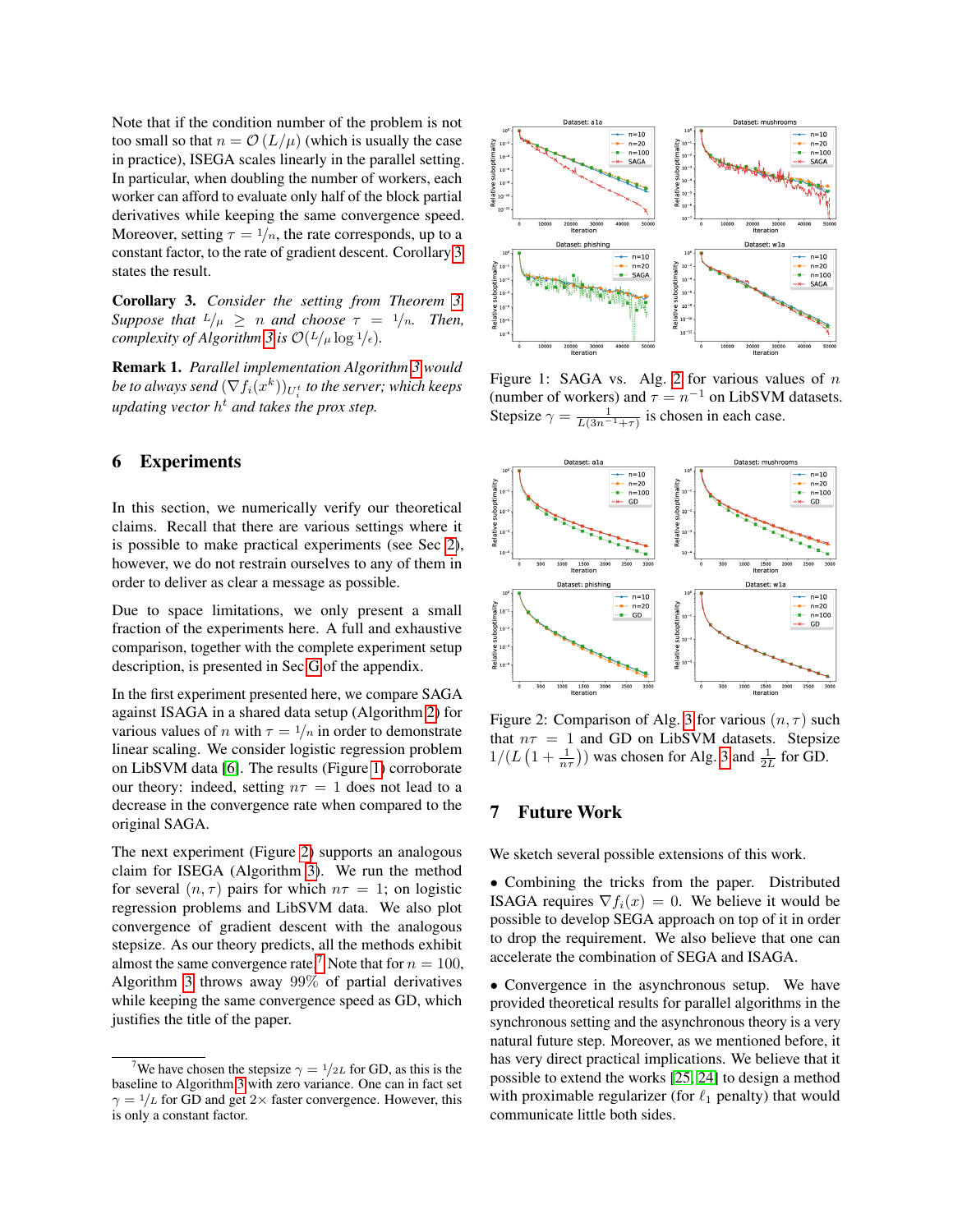Note that if the condition number of the problem is not too small so that $n = \mathcal{O}(L/\mu)$ (which is usually the case in practice), ISEGA scales linearly in the parallel setting. In particular, when doubling the number of workers, each worker can afford to evaluate only half of the block partial derivatives while keeping the same convergence speed. Moreover, setting $\tau = 1/n$, the rate corresponds, up to a constant factor, to the rate of gradient descent. Corollary 3 states the result.

**Corollary 3.** *Consider the setting from Theorem 3. Suppose that $L/\mu \geq n$ and choose $\tau = 1/n$. Then, complexity of Algorithm 3 is $\mathcal{O}(L/\mu \log 1/\epsilon)$.*

**Remark 1.** *Parallel implementation Algorithm 3 would be to always send $(\nabla f_i(x^k))_{U_i^t}$ to the server; which keeps updating vector $h^t$ and takes the prox step.*

## 6 Experiments

In this section, we numerically verify our theoretical claims. Recall that there are various settings where it is possible to make practical experiments (see Sec 2), however, we do not restrain ourselves to any of them in order to deliver as clear a message as possible.

Due to space limitations, we only present a small fraction of the experiments here. A full and exhaustive comparison, together with the complete experiment setup description, is presented in Sec G of the appendix.

In the first experiment presented here, we compare SAGA against ISAGA in a shared data setup (Algorithm 2) for various values of $n$ with $\tau = 1/n$ in order to demonstrate linear scaling. We consider logistic regression problem on LibSVM data [6]. The results (Figure 1) corroborate our theory: indeed, setting $n\tau = 1$ does not lead to a decrease in the convergence rate when compared to the original SAGA.

The next experiment (Figure 2) supports an analogous claim for ISEGA (Algorithm 3). We run the method for several $(n, \tau)$ pairs for which $n\tau = 1$; on logistic regression problems and LibSVM data. We also plot convergence of gradient descent with the analogous stepsize. As our theory predicts, all the methods exhibit almost the same convergence rate.[7] Note that for $n = 100$, Algorithm 3 throws away 99% of partial derivatives while keeping the same convergence speed as GD, which justifies the title of the paper.

[7] We have chosen the stepsize $\gamma = 1/2L$ for GD, as this is the baseline to Algorithm 3 with zero variance. One can in fact set $\gamma = 1/L$ for GD and get $2\times$ faster convergence. However, this is only a constant factor.

Figure 1: SAGA vs. Alg. 2 for various values of $n$ (number of workers) and $\tau = n^{-1}$ on LibSVM datasets. Stepsize $\gamma = \frac{1}{L(3n^{-1}+\tau)}$ is chosen in each case.

Figure 2: Comparison of Alg. 3 for various $(n, \tau)$ such that $n\tau = 1$ and GD on LibSVM datasets. Stepsize $1/(L(1 + \frac{1}{n\tau}))$ was chosen for Alg. 3 and $\frac{1}{2L}$ for GD.

## 7 Future Work

We sketch several possible extensions of this work.

- Combining the tricks from the paper. Distributed ISAGA requires $\nabla f_i(x) = 0$. We believe it would be possible to develop SEGA approach on top of it in order to drop the requirement. We also believe that one can accelerate the combination of SEGA and ISAGA.

- Convergence in the asynchronous setup. We have provided theoretical results for parallel algorithms in the synchronous setting and the asynchronous theory is a very natural future step. Moreover, as we mentioned before, it has very direct practical implications. We believe that it possible to extend the works [25, 24] to design a method with proximable regularizer (for $\ell_1$ penalty) that would communicate little both sides.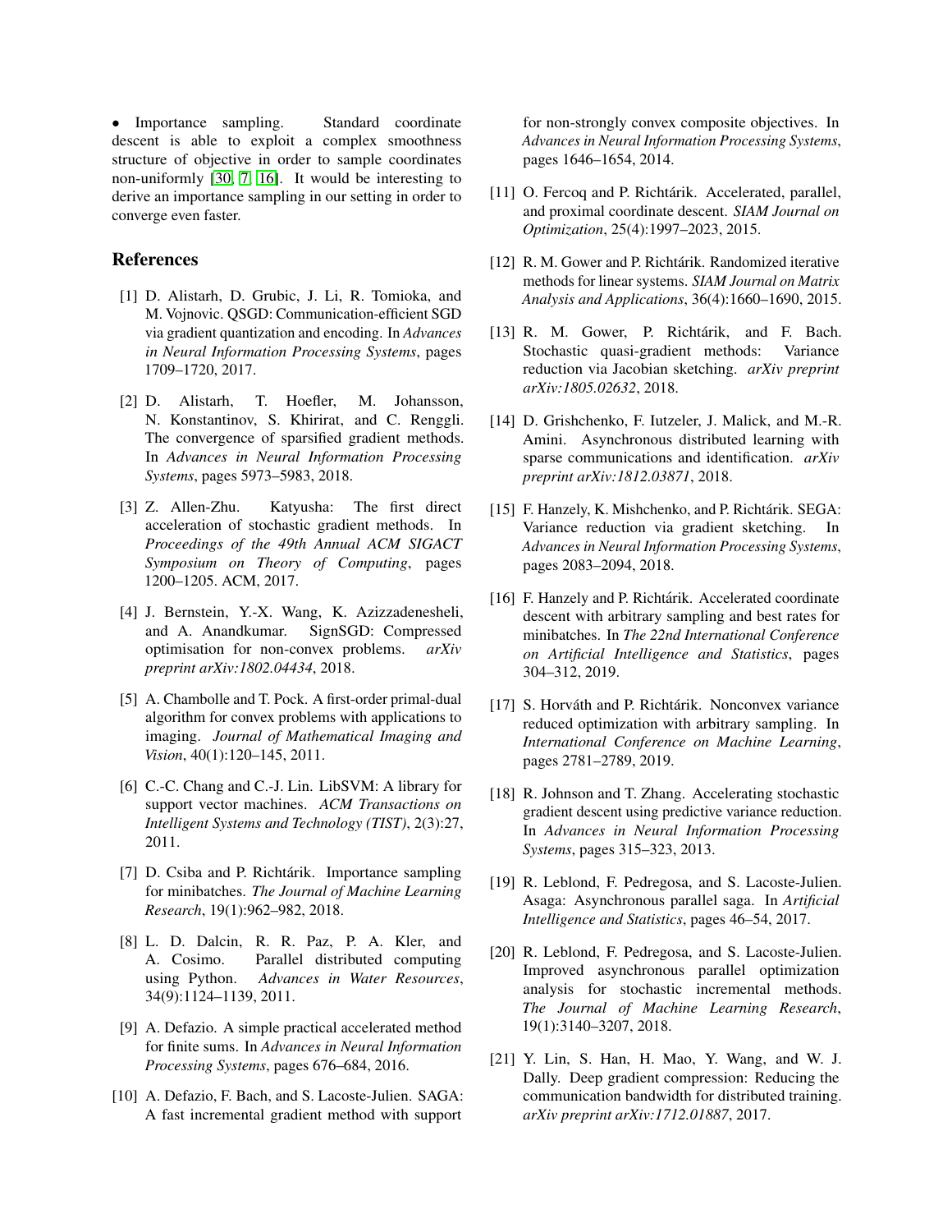• Importance sampling. Standard coordinate descent is able to exploit a complex smoothness structure of objective in order to sample coordinates non-uniformly [30, 7, 16]. It would be interesting to derive an importance sampling in our setting in order to converge even faster.

## References

[1] D. Alistarh, D. Grubic, J. Li, R. Tomioka, and M. Vojnovic. QSGD: Communication-efficient SGD via gradient quantization and encoding. In *Advances in Neural Information Processing Systems*, pages 1709–1720, 2017.

[2] D. Alistarh, T. Hoefler, M. Johansson, N. Konstantinov, S. Khirirat, and C. Renggli. The convergence of sparsified gradient methods. In *Advances in Neural Information Processing Systems*, pages 5973–5983, 2018.

[3] Z. Allen-Zhu. Katyusha: The first direct acceleration of stochastic gradient methods. In *Proceedings of the 49th Annual ACM SIGACT Symposium on Theory of Computing*, pages 1200–1205. ACM, 2017.

[4] J. Bernstein, Y.-X. Wang, K. Azizzadenesheli, and A. Anandkumar. SignSGD: Compressed optimisation for non-convex problems. *arXiv preprint arXiv:1802.04434*, 2018.

[5] A. Chambolle and T. Pock. A first-order primal-dual algorithm for convex problems with applications to imaging. *Journal of Mathematical Imaging and Vision*, 40(1):120–145, 2011.

[6] C.-C. Chang and C.-J. Lin. LibSVM: A library for support vector machines. *ACM Transactions on Intelligent Systems and Technology (TIST)*, 2(3):27, 2011.

[7] D. Csiba and P. Richtárik. Importance sampling for minibatches. *The Journal of Machine Learning Research*, 19(1):962–982, 2018.

[8] L. D. Dalcin, R. R. Paz, P. A. Kler, and A. Cosimo. Parallel distributed computing using Python. *Advances in Water Resources*, 34(9):1124–1139, 2011.

[9] A. Defazio. A simple practical accelerated method for finite sums. In *Advances in Neural Information Processing Systems*, pages 676–684, 2016.

[10] A. Defazio, F. Bach, and S. Lacoste-Julien. SAGA: A fast incremental gradient method with support for non-strongly convex composite objectives. In *Advances in Neural Information Processing Systems*, pages 1646–1654, 2014.

[11] O. Fercoq and P. Richtárik. Accelerated, parallel, and proximal coordinate descent. *SIAM Journal on Optimization*, 25(4):1997–2023, 2015.

[12] R. M. Gower and P. Richtárik. Randomized iterative methods for linear systems. *SIAM Journal on Matrix Analysis and Applications*, 36(4):1660–1690, 2015.

[13] R. M. Gower, P. Richtárik, and F. Bach. Stochastic quasi-gradient methods: Variance reduction via Jacobian sketching. *arXiv preprint arXiv:1805.02632*, 2018.

[14] D. Grishchenko, F. Iutzeler, J. Malick, and M.-R. Amini. Asynchronous distributed learning with sparse communications and identification. *arXiv preprint arXiv:1812.03871*, 2018.

[15] F. Hanzely, K. Mishchenko, and P. Richtárik. SEGA: Variance reduction via gradient sketching. In *Advances in Neural Information Processing Systems*, pages 2083–2094, 2018.

[16] F. Hanzely and P. Richtárik. Accelerated coordinate descent with arbitrary sampling and best rates for minibatches. In *The 22nd International Conference on Artificial Intelligence and Statistics*, pages 304–312, 2019.

[17] S. Horváth and P. Richtárik. Nonconvex variance reduced optimization with arbitrary sampling. In *International Conference on Machine Learning*, pages 2781–2789, 2019.

[18] R. Johnson and T. Zhang. Accelerating stochastic gradient descent using predictive variance reduction. In *Advances in Neural Information Processing Systems*, pages 315–323, 2013.

[19] R. Leblond, F. Pedregosa, and S. Lacoste-Julien. Asaga: Asynchronous parallel saga. In *Artificial Intelligence and Statistics*, pages 46–54, 2017.

[20] R. Leblond, F. Pedregosa, and S. Lacoste-Julien. Improved asynchronous parallel optimization analysis for stochastic incremental methods. *The Journal of Machine Learning Research*, 19(1):3140–3207, 2018.

[21] Y. Lin, S. Han, H. Mao, Y. Wang, and W. J. Dally. Deep gradient compression: Reducing the communication bandwidth for distributed training. *arXiv preprint arXiv:1712.01887*, 2017.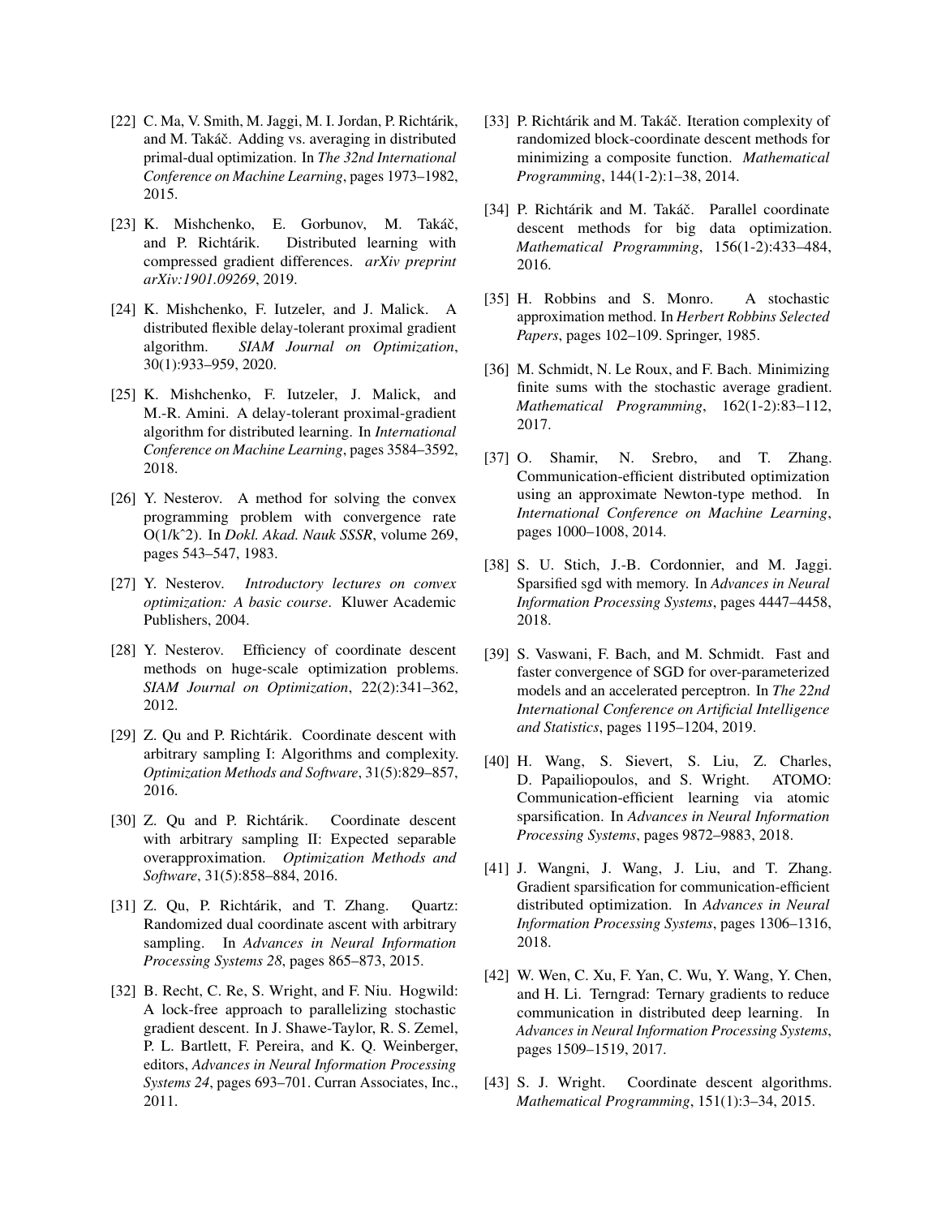[22] C. Ma, V. Smith, M. Jaggi, M. I. Jordan, P. Richtárik, and M. Takáč. Adding vs. averaging in distributed primal-dual optimization. In *The 32nd International Conference on Machine Learning*, pages 1973–1982, 2015.

[23] K. Mishchenko, E. Gorbunov, M. Takáč, and P. Richtárik. Distributed learning with compressed gradient differences. *arXiv preprint arXiv:1901.09269*, 2019.

[24] K. Mishchenko, F. Iutzeler, and J. Malick. A distributed flexible delay-tolerant proximal gradient algorithm. *SIAM Journal on Optimization*, 30(1):933–959, 2020.

[25] K. Mishchenko, F. Iutzeler, J. Malick, and M.-R. Amini. A delay-tolerant proximal-gradient algorithm for distributed learning. In *International Conference on Machine Learning*, pages 3584–3592, 2018.

[26] Y. Nesterov. A method for solving the convex programming problem with convergence rate O(1/kˆ2). In *Dokl. Akad. Nauk SSSR*, volume 269, pages 543–547, 1983.

[27] Y. Nesterov. *Introductory lectures on convex optimization: A basic course*. Kluwer Academic Publishers, 2004.

[28] Y. Nesterov. Efficiency of coordinate descent methods on huge-scale optimization problems. *SIAM Journal on Optimization*, 22(2):341–362, 2012.

[29] Z. Qu and P. Richtárik. Coordinate descent with arbitrary sampling I: Algorithms and complexity. *Optimization Methods and Software*, 31(5):829–857, 2016.

[30] Z. Qu and P. Richtárik. Coordinate descent with arbitrary sampling II: Expected separable overapproximation. *Optimization Methods and Software*, 31(5):858–884, 2016.

[31] Z. Qu, P. Richtárik, and T. Zhang. Quartz: Randomized dual coordinate ascent with arbitrary sampling. In *Advances in Neural Information Processing Systems 28*, pages 865–873, 2015.

[32] B. Recht, C. Re, S. Wright, and F. Niu. Hogwild: A lock-free approach to parallelizing stochastic gradient descent. In J. Shawe-Taylor, R. S. Zemel, P. L. Bartlett, F. Pereira, and K. Q. Weinberger, editors, *Advances in Neural Information Processing Systems 24*, pages 693–701. Curran Associates, Inc., 2011.

[33] P. Richtárik and M. Takáč. Iteration complexity of randomized block-coordinate descent methods for minimizing a composite function. *Mathematical Programming*, 144(1-2):1–38, 2014.

[34] P. Richtárik and M. Takáč. Parallel coordinate descent methods for big data optimization. *Mathematical Programming*, 156(1-2):433–484, 2016.

[35] H. Robbins and S. Monro. A stochastic approximation method. In *Herbert Robbins Selected Papers*, pages 102–109. Springer, 1985.

[36] M. Schmidt, N. Le Roux, and F. Bach. Minimizing finite sums with the stochastic average gradient. *Mathematical Programming*, 162(1-2):83–112, 2017.

[37] O. Shamir, N. Srebro, and T. Zhang. Communication-efficient distributed optimization using an approximate Newton-type method. In *International Conference on Machine Learning*, pages 1000–1008, 2014.

[38] S. U. Stich, J.-B. Cordonnier, and M. Jaggi. Sparsified sgd with memory. In *Advances in Neural Information Processing Systems*, pages 4447–4458, 2018.

[39] S. Vaswani, F. Bach, and M. Schmidt. Fast and faster convergence of SGD for over-parameterized models and an accelerated perceptron. In *The 22nd International Conference on Artificial Intelligence and Statistics*, pages 1195–1204, 2019.

[40] H. Wang, S. Sievert, S. Liu, Z. Charles, D. Papailiopoulos, and S. Wright. ATOMO: Communication-efficient learning via atomic sparsification. In *Advances in Neural Information Processing Systems*, pages 9872–9883, 2018.

[41] J. Wangni, J. Wang, J. Liu, and T. Zhang. Gradient sparsification for communication-efficient distributed optimization. In *Advances in Neural Information Processing Systems*, pages 1306–1316, 2018.

[42] W. Wen, C. Xu, F. Yan, C. Wu, Y. Wang, Y. Chen, and H. Li. Terngrad: Ternary gradients to reduce communication in distributed deep learning. In *Advances in Neural Information Processing Systems*, pages 1509–1519, 2017.

[43] S. J. Wright. Coordinate descent algorithms. *Mathematical Programming*, 151(1):3–34, 2015.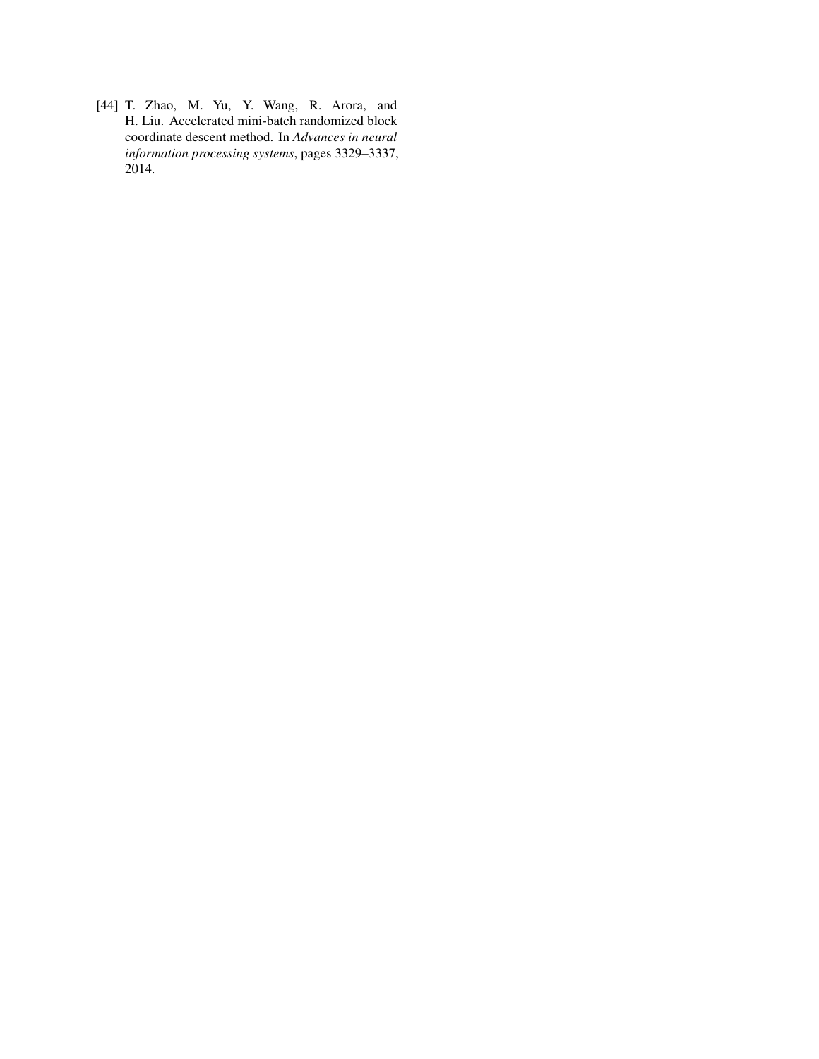[44] T. Zhao, M. Yu, Y. Wang, R. Arora, and H. Liu. Accelerated mini-batch randomized block coordinate descent method. In *Advances in neural information processing systems*, pages 3329–3337, 2014.